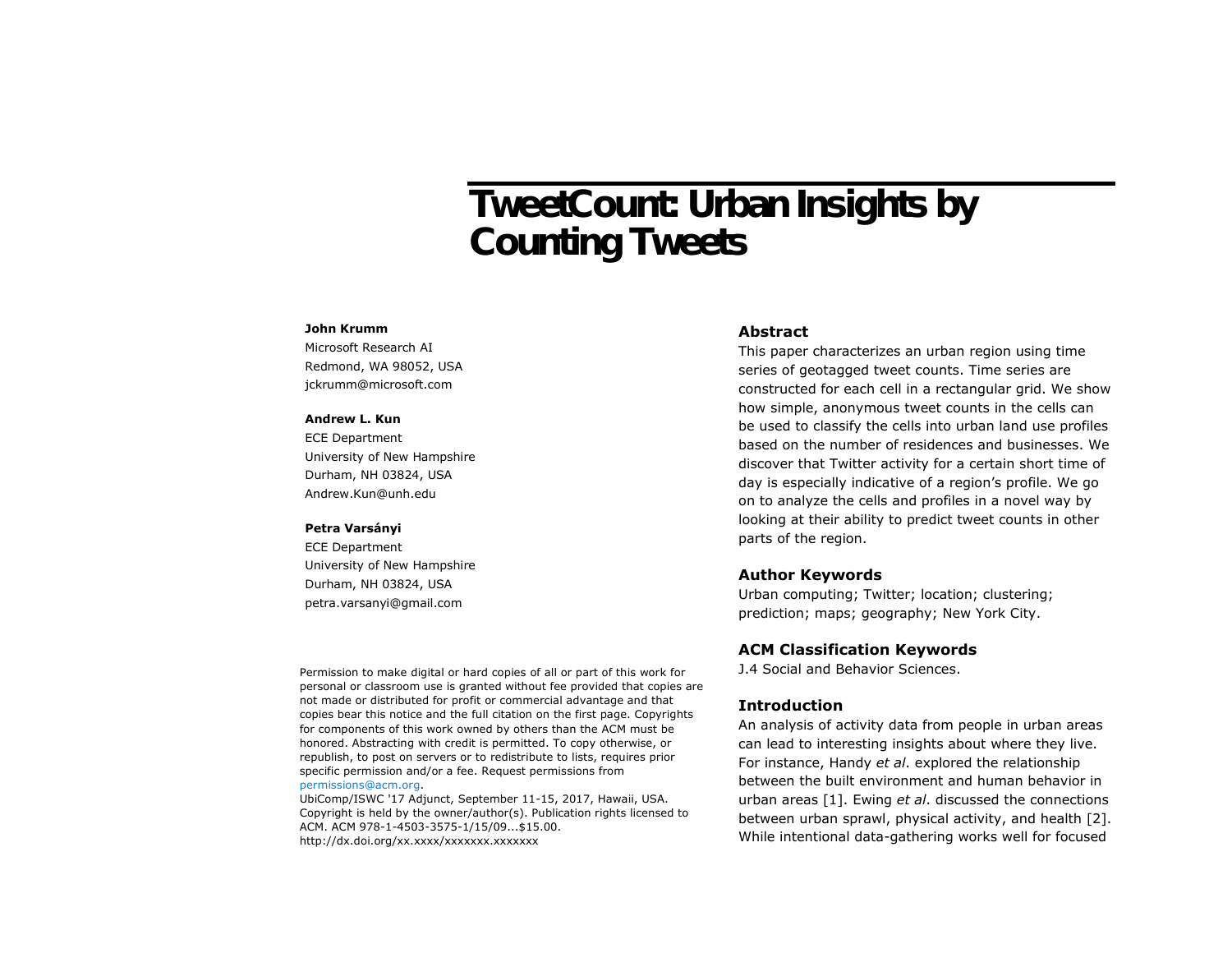# TweetCount: Urban Insights by Counting Tweets

**John Krumm**
Microsoft Research AI
Redmond, WA 98052, USA
jckrumm@microsoft.com

**Andrew L. Kun**
ECE Department
University of New Hampshire
Durham, NH 03824, USA
Andrew.Kun@unh.edu

**Petra Varsányi**
ECE Department
University of New Hampshire
Durham, NH 03824, USA
petra.varsanyi@gmail.com

Permission to make digital or hard copies of all or part of this work for personal or classroom use is granted without fee provided that copies are not made or distributed for profit or commercial advantage and that copies bear this notice and the full citation on the first page. Copyrights for components of this work owned by others than the ACM must be honored. Abstracting with credit is permitted. To copy otherwise, or republish, to post on servers or to redistribute to lists, requires prior specific permission and/or a fee. Request permissions from permissions@acm.org.
UbiComp/ISWC '17 Adjunct, September 11-15, 2017, Hawaii, USA.
Copyright is held by the owner/author(s). Publication rights licensed to ACM. ACM 978-1-4503-3575-1/15/09...$15.00.
http://dx.doi.org/xx.xxxx/xxxxxxx.xxxxxxx

## Abstract

This paper characterizes an urban region using time series of geotagged tweet counts. Time series are constructed for each cell in a rectangular grid. We show how simple, anonymous tweet counts in the cells can be used to classify the cells into urban land use profiles based on the number of residences and businesses. We discover that Twitter activity for a certain short time of day is especially indicative of a region's profile. We go on to analyze the cells and profiles in a novel way by looking at their ability to predict tweet counts in other parts of the region.

## Author Keywords

Urban computing; Twitter; location; clustering; prediction; maps; geography; New York City.

## ACM Classification Keywords

J.4 Social and Behavior Sciences.

## Introduction

An analysis of activity data from people in urban areas can lead to interesting insights about where they live. For instance, Handy *et al*. explored the relationship between the built environment and human behavior in urban areas [1]. Ewing *et al*. discussed the connections between urban sprawl, physical activity, and health [2]. While intentional data-gathering works well for focused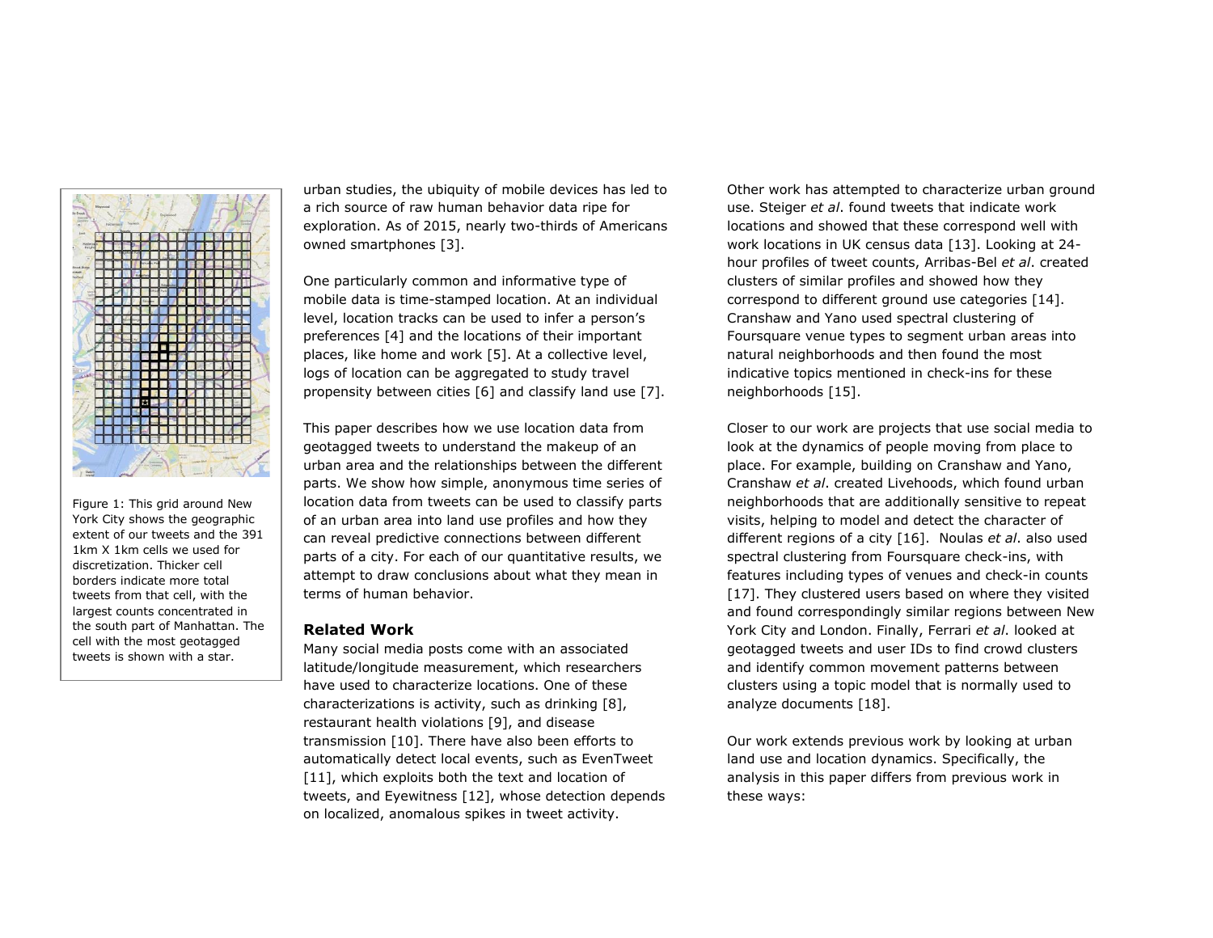Figure 1: This grid around New York City shows the geographic extent of our tweets and the 391 1km X 1km cells we used for discretization. Thicker cell borders indicate more total tweets from that cell, with the largest counts concentrated in the south part of Manhattan. The cell with the most geotagged tweets is shown with a star.

urban studies, the ubiquity of mobile devices has led to a rich source of raw human behavior data ripe for exploration. As of 2015, nearly two-thirds of Americans owned smartphones [3].

One particularly common and informative type of mobile data is time-stamped location. At an individual level, location tracks can be used to infer a person's preferences [4] and the locations of their important places, like home and work [5]. At a collective level, logs of location can be aggregated to study travel propensity between cities [6] and classify land use [7].

This paper describes how we use location data from geotagged tweets to understand the makeup of an urban area and the relationships between the different parts. We show how simple, anonymous time series of location data from tweets can be used to classify parts of an urban area into land use profiles and how they can reveal predictive connections between different parts of a city. For each of our quantitative results, we attempt to draw conclusions about what they mean in terms of human behavior.

## Related Work

Many social media posts come with an associated latitude/longitude measurement, which researchers have used to characterize locations. One of these characterizations is activity, such as drinking [8], restaurant health violations [9], and disease transmission [10]. There have also been efforts to automatically detect local events, such as EvenTweet [11], which exploits both the text and location of tweets, and Eyewitness [12], whose detection depends on localized, anomalous spikes in tweet activity.

Other work has attempted to characterize urban ground use. Steiger *et al*. found tweets that indicate work locations and showed that these correspond well with work locations in UK census data [13]. Looking at 24-hour profiles of tweet counts, Arribas-Bel *et al*. created clusters of similar profiles and showed how they correspond to different ground use categories [14]. Cranshaw and Yano used spectral clustering of Foursquare venue types to segment urban areas into natural neighborhoods and then found the most indicative topics mentioned in check-ins for these neighborhoods [15].

Closer to our work are projects that use social media to look at the dynamics of people moving from place to place. For example, building on Cranshaw and Yano, Cranshaw *et al*. created Livehoods, which found urban neighborhoods that are additionally sensitive to repeat visits, helping to model and detect the character of different regions of a city [16]. Noulas *et al*. also used spectral clustering from Foursquare check-ins, with features including types of venues and check-in counts [17]. They clustered users based on where they visited and found correspondingly similar regions between New York City and London. Finally, Ferrari *et al*. looked at geotagged tweets and user IDs to find crowd clusters and identify common movement patterns between clusters using a topic model that is normally used to analyze documents [18].

Our work extends previous work by looking at urban land use and location dynamics. Specifically, the analysis in this paper differs from previous work in these ways: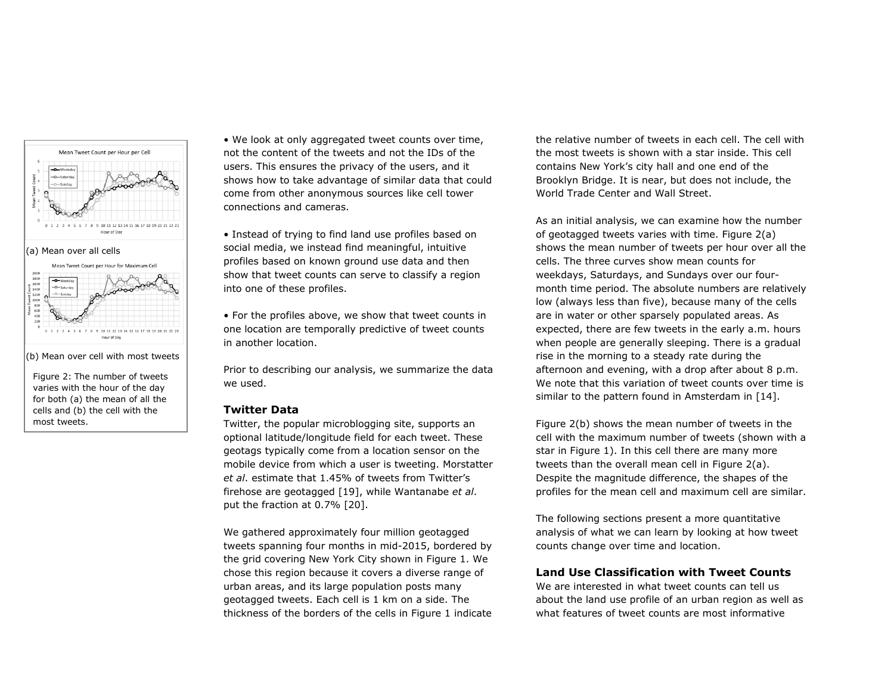(a) Mean over all cells

(b) Mean over cell with most tweets

Figure 2: The number of tweets varies with the hour of the day for both (a) the mean of all the cells and (b) the cell with the most tweets.

- We look at only aggregated tweet counts over time, not the content of the tweets and not the IDs of the users. This ensures the privacy of the users, and it shows how to take advantage of similar data that could come from other anonymous sources like cell tower connections and cameras.
- Instead of trying to find land use profiles based on social media, we instead find meaningful, intuitive profiles based on known ground use data and then show that tweet counts can serve to classify a region into one of these profiles.
- For the profiles above, we show that tweet counts in one location are temporally predictive of tweet counts in another location.

Prior to describing our analysis, we summarize the data we used.

## Twitter Data

Twitter, the popular microblogging site, supports an optional latitude/longitude field for each tweet. These geotags typically come from a location sensor on the mobile device from which a user is tweeting. Morstatter *et al*. estimate that 1.45% of tweets from Twitter's firehose are geotagged [19], while Wantanabe *et al*. put the fraction at 0.7% [20].

We gathered approximately four million geotagged tweets spanning four months in mid-2015, bordered by the grid covering New York City shown in Figure 1. We chose this region because it covers a diverse range of urban areas, and its large population posts many geotagged tweets. Each cell is 1 km on a side. The thickness of the borders of the cells in Figure 1 indicate the relative number of tweets in each cell. The cell with the most tweets is shown with a star inside. This cell contains New York's city hall and one end of the Brooklyn Bridge. It is near, but does not include, the World Trade Center and Wall Street.

As an initial analysis, we can examine how the number of geotagged tweets varies with time. Figure 2(a) shows the mean number of tweets per hour over all the cells. The three curves show mean counts for weekdays, Saturdays, and Sundays over our four-month time period. The absolute numbers are relatively low (always less than five), because many of the cells are in water or other sparsely populated areas. As expected, there are few tweets in the early a.m. hours when people are generally sleeping. There is a gradual rise in the morning to a steady rate during the afternoon and evening, with a drop after about 8 p.m. We note that this variation of tweet counts over time is similar to the pattern found in Amsterdam in [14].

Figure 2(b) shows the mean number of tweets in the cell with the maximum number of tweets (shown with a star in Figure 1). In this cell there are many more tweets than the overall mean cell in Figure 2(a). Despite the magnitude difference, the shapes of the profiles for the mean cell and maximum cell are similar.

The following sections present a more quantitative analysis of what we can learn by looking at how tweet counts change over time and location.

## Land Use Classification with Tweet Counts

We are interested in what tweet counts can tell us about the land use profile of an urban region as well as what features of tweet counts are most informative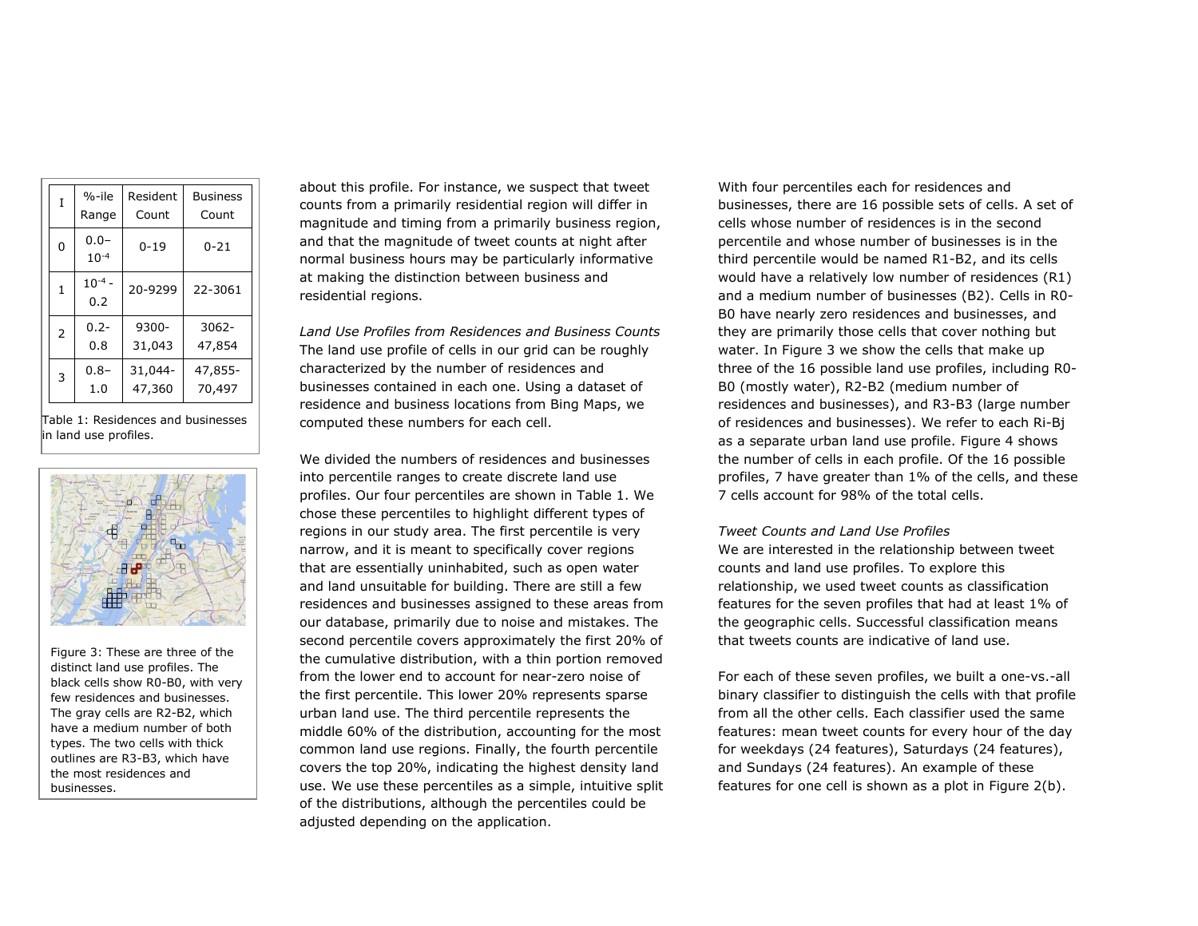| I | %-ile Range | Resident Count | Business Count |
|---|---|---|---|
| 0 | 0.0– $10^{-4}$ | 0-19 | 0-21 |
| 1 | $10^{-4}$ - 0.2 | 20-9299 | 22-3061 |
| 2 | 0.2- 0.8 | 9300- 31,043 | 3062- 47,854 |
| 3 | 0.8– 1.0 | 31,044- 47,360 | 47,855- 70,497 |

Table 1: Residences and businesses in land use profiles.

Figure 3: These are three of the distinct land use profiles. The black cells show R0-B0, with very few residences and businesses. The gray cells are R2-B2, which have a medium number of both types. The two cells with thick outlines are R3-B3, which have the most residences and businesses.

about this profile. For instance, we suspect that tweet counts from a primarily residential region will differ in magnitude and timing from a primarily business region, and that the magnitude of tweet counts at night after normal business hours may be particularly informative at making the distinction between business and residential regions.

*Land Use Profiles from Residences and Business Counts*
The land use profile of cells in our grid can be roughly characterized by the number of residences and businesses contained in each one. Using a dataset of residence and business locations from Bing Maps, we computed these numbers for each cell.

We divided the numbers of residences and businesses into percentile ranges to create discrete land use profiles. Our four percentiles are shown in Table 1. We chose these percentiles to highlight different types of regions in our study area. The first percentile is very narrow, and it is meant to specifically cover regions that are essentially uninhabited, such as open water and land unsuitable for building. There are still a few residences and businesses assigned to these areas from our database, primarily due to noise and mistakes. The second percentile covers approximately the first 20% of the cumulative distribution, with a thin portion removed from the lower end to account for near-zero noise of the first percentile. This lower 20% represents sparse urban land use. The third percentile represents the middle 60% of the distribution, accounting for the most common land use regions. Finally, the fourth percentile covers the top 20%, indicating the highest density land use. We use these percentiles as a simple, intuitive split of the distributions, although the percentiles could be adjusted depending on the application.

With four percentiles each for residences and businesses, there are 16 possible sets of cells. A set of cells whose number of residences is in the second percentile and whose number of businesses is in the third percentile would be named R1-B2, and its cells would have a relatively low number of residences (R1) and a medium number of businesses (B2). Cells in R0-B0 have nearly zero residences and businesses, and they are primarily those cells that cover nothing but water. In Figure 3 we show the cells that make up three of the 16 possible land use profiles, including R0-B0 (mostly water), R2-B2 (medium number of residences and businesses), and R3-B3 (large number of residences and businesses). We refer to each Ri-Bj as a separate urban land use profile. Figure 4 shows the number of cells in each profile. Of the 16 possible profiles, 7 have greater than 1% of the cells, and these 7 cells account for 98% of the total cells.

*Tweet Counts and Land Use Profiles*
We are interested in the relationship between tweet counts and land use profiles. To explore this relationship, we used tweet counts as classification features for the seven profiles that had at least 1% of the geographic cells. Successful classification means that tweets counts are indicative of land use.

For each of these seven profiles, we built a one-vs.-all binary classifier to distinguish the cells with that profile from all the other cells. Each classifier used the same features: mean tweet counts for every hour of the day for weekdays (24 features), Saturdays (24 features), and Sundays (24 features). An example of these features for one cell is shown as a plot in Figure 2(b).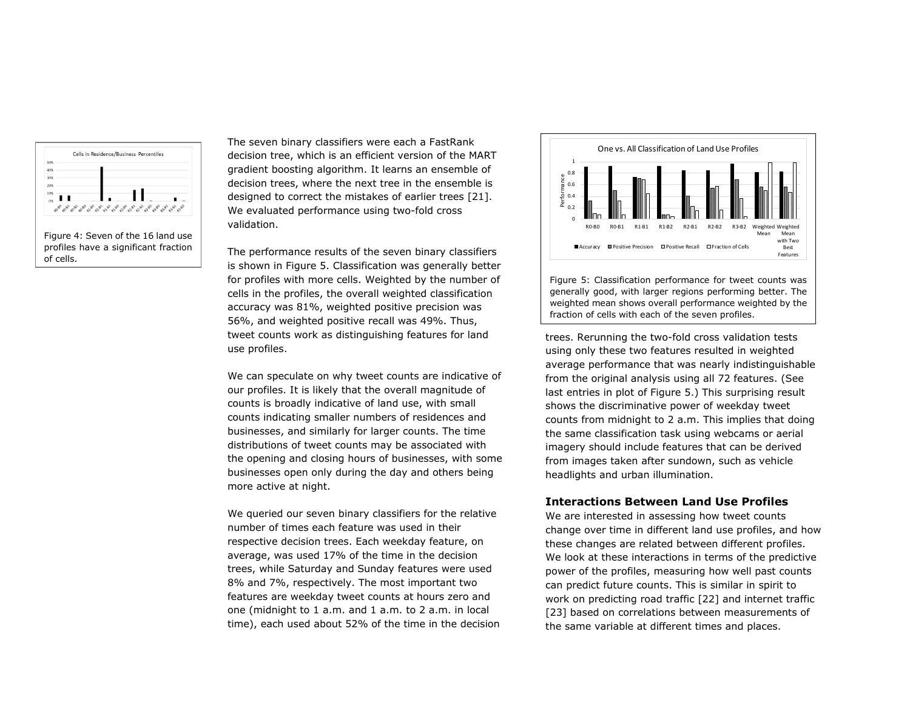Figure 4: Seven of the 16 land use profiles have a significant fraction of cells.

The seven binary classifiers were each a FastRank decision tree, which is an efficient version of the MART gradient boosting algorithm. It learns an ensemble of decision trees, where the next tree in the ensemble is designed to correct the mistakes of earlier trees [21]. We evaluated performance using two-fold cross validation.

The performance results of the seven binary classifiers is shown in Figure 5. Classification was generally better for profiles with more cells. Weighted by the number of cells in the profiles, the overall weighted classification accuracy was 81%, weighted positive precision was 56%, and weighted positive recall was 49%. Thus, tweet counts work as distinguishing features for land use profiles.

We can speculate on why tweet counts are indicative of our profiles. It is likely that the overall magnitude of counts is broadly indicative of land use, with small counts indicating smaller numbers of residences and businesses, and similarly for larger counts. The time distributions of tweet counts may be associated with the opening and closing hours of businesses, with some businesses open only during the day and others being more active at night.

We queried our seven binary classifiers for the relative number of times each feature was used in their respective decision trees. Each weekday feature, on average, was used 17% of the time in the decision trees, while Saturday and Sunday features were used 8% and 7%, respectively. The most important two features are weekday tweet counts at hours zero and one (midnight to 1 a.m. and 1 a.m. to 2 a.m. in local time), each used about 52% of the time in the decision trees. Rerunning the two-fold cross validation tests using only these two features resulted in weighted average performance that was nearly indistinguishable from the original analysis using all 72 features. (See last entries in plot of Figure 5.) This surprising result shows the discriminative power of weekday tweet counts from midnight to 2 a.m. This implies that doing the same classification task using webcams or aerial imagery should include features that can be derived from images taken after sundown, such as vehicle headlights and urban illumination.

Figure 5: Classification performance for tweet counts was generally good, with larger regions performing better. The weighted mean shows overall performance weighted by the fraction of cells with each of the seven profiles.

## Interactions Between Land Use Profiles

We are interested in assessing how tweet counts change over time in different land use profiles, and how these changes are related between different profiles. We look at these interactions in terms of the predictive power of the profiles, measuring how well past counts can predict future counts. This is similar in spirit to work on predicting road traffic [22] and internet traffic [23] based on correlations between measurements of the same variable at different times and places.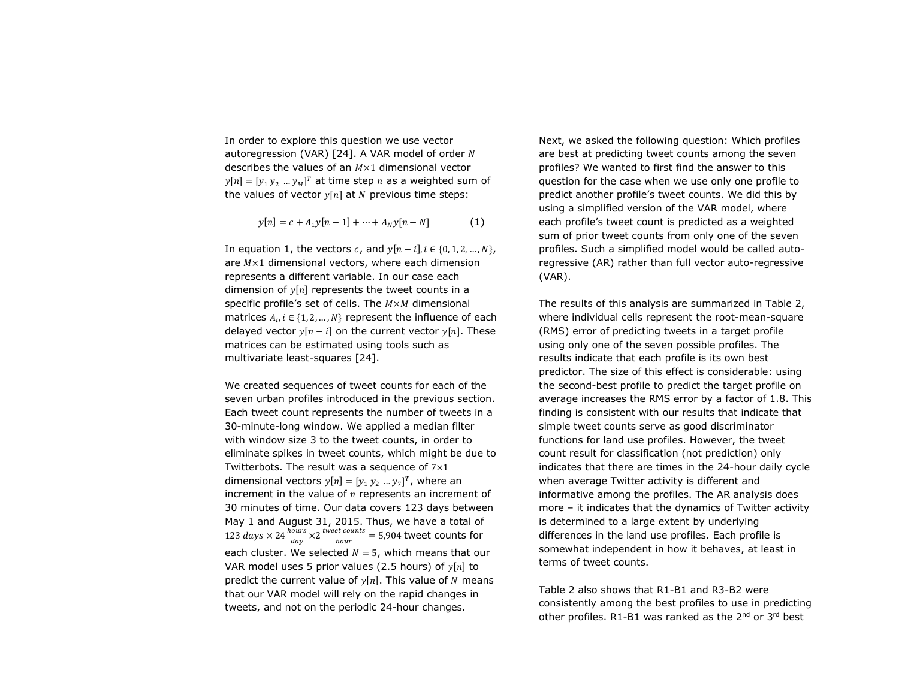In order to explore this question we use vector autoregression (VAR) [24]. A VAR model of order $N$ describes the values of an $M\times1$ dimensional vector $y[n] = [y_1\, y_2\, \dots y_M]^T$ at time step $n$ as a weighted sum of the values of vector $y[n]$ at $N$ previous time steps:

$$y[n] = c + A_1 y[n-1] + \cdots + A_N y[n-N] \qquad (1)$$

In equation 1, the vectors $c$, and $y[n-i], i \in \{0, 1, 2, \dots, N\}$, are $M\times1$ dimensional vectors, where each dimension represents a different variable. In our case each dimension of $y[n]$ represents the tweet counts in a specific profile's set of cells. The $M\times M$ dimensional matrices $A_i, i \in \{1, 2, \dots, N\}$ represent the influence of each delayed vector $y[n-i]$ on the current vector $y[n]$. These matrices can be estimated using tools such as multivariate least-squares [24].

We created sequences of tweet counts for each of the seven urban profiles introduced in the previous section. Each tweet count represents the number of tweets in a 30-minute-long window. We applied a median filter with window size 3 to the tweet counts, in order to eliminate spikes in tweet counts, which might be due to Twitterbots. The result was a sequence of $7\times1$ dimensional vectors $y[n] = [y_1\, y_2\, \dots y_7]^T$, where an increment in the value of $n$ represents an increment of 30 minutes of time. Our data covers 123 days between May 1 and August 31, 2015. Thus, we have a total of $123\ days \times 24 \frac{hours}{day} \times 2 \frac{tweet\ counts}{hour} = 5{,}904$ tweet counts for each cluster. We selected $N = 5$, which means that our VAR model uses 5 prior values (2.5 hours) of $y[n]$ to predict the current value of $y[n]$. This value of $N$ means that our VAR model will rely on the rapid changes in tweets, and not on the periodic 24-hour changes.

Next, we asked the following question: Which profiles are best at predicting tweet counts among the seven profiles? We wanted to first find the answer to this question for the case when we use only one profile to predict another profile's tweet counts. We did this by using a simplified version of the VAR model, where each profile's tweet count is predicted as a weighted sum of prior tweet counts from only one of the seven profiles. Such a simplified model would be called auto-regressive (AR) rather than full vector auto-regressive (VAR).

The results of this analysis are summarized in Table 2, where individual cells represent the root-mean-square (RMS) error of predicting tweets in a target profile using only one of the seven possible profiles. The results indicate that each profile is its own best predictor. The size of this effect is considerable: using the second-best profile to predict the target profile on average increases the RMS error by a factor of 1.8. This finding is consistent with our results that indicate that simple tweet counts serve as good discriminator functions for land use profiles. However, the tweet count result for classification (not prediction) only indicates that there are times in the 24-hour daily cycle when average Twitter activity is different and informative among the profiles. The AR analysis does more – it indicates that the dynamics of Twitter activity is determined to a large extent by underlying differences in the land use profiles. Each profile is somewhat independent in how it behaves, at least in terms of tweet counts.

Table 2 also shows that R1-B1 and R3-B2 were consistently among the best profiles to use in predicting other profiles. R1-B1 was ranked as the 2nd or 3rd best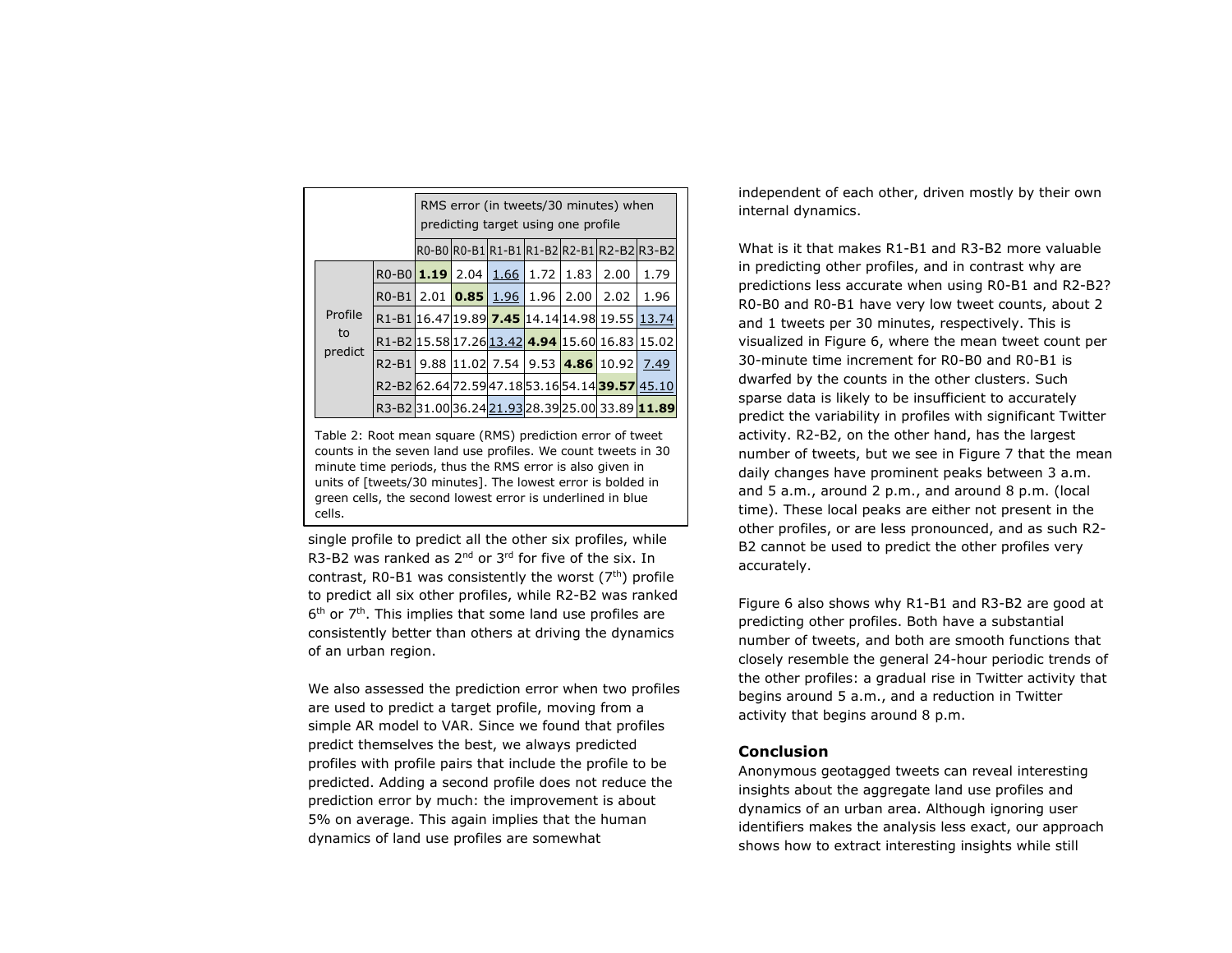| | | RMS error (in tweets/30 minutes) when predicting target using one profile | | | | | | |
|---|---|---|---|---|---|---|---|---|
| | | R0-B0 | R0-B1 | R1-B1 | R1-B2 | R2-B1 | R2-B2 | R3-B2 |
| Profile to predict | R0-B0 | **1.19** | 2.04 | 1.66 | 1.72 | 1.83 | 2.00 | 1.79 |
| | R0-B1 | 2.01 | **0.85** | 1.96 | 1.96 | 2.00 | 2.02 | 1.96 |
| | R1-B1 | 16.47 | 19.89 | **7.45** | 14.14 | 14.98 | 19.55 | 13.74 |
| | R1-B2 | 15.58 | 17.26 | 13.42 | **4.94** | 15.60 | 16.83 | 15.02 |
| | R2-B1 | 9.88 | 11.02 | 7.54 | 9.53 | **4.86** | 10.92 | 7.49 |
| | R2-B2 | 62.64 | 72.59 | 47.18 | 53.16 | 54.14 | **39.57** | 45.10 |
| | R3-B2 | 31.00 | 36.24 | 21.93 | 28.39 | 25.00 | 33.89 | **11.89** |

Table 2: Root mean square (RMS) prediction error of tweet counts in the seven land use profiles. We count tweets in 30 minute time periods, thus the RMS error is also given in units of [tweets/30 minutes]. The lowest error is bolded in green cells, the second lowest error is underlined in blue cells.

single profile to predict all the other six profiles, while R3-B2 was ranked as 2nd or 3rd for five of the six. In contrast, R0-B1 was consistently the worst (7th) profile to predict all six other profiles, while R2-B2 was ranked 6th or 7th. This implies that some land use profiles are consistently better than others at driving the dynamics of an urban region.

We also assessed the prediction error when two profiles are used to predict a target profile, moving from a simple AR model to VAR. Since we found that profiles predict themselves the best, we always predicted profiles with profile pairs that include the profile to be predicted. Adding a second profile does not reduce the prediction error by much: the improvement is about 5% on average. This again implies that the human dynamics of land use profiles are somewhat independent of each other, driven mostly by their own internal dynamics.

What is it that makes R1-B1 and R3-B2 more valuable in predicting other profiles, and in contrast why are predictions less accurate when using R0-B1 and R2-B2? R0-B0 and R0-B1 have very low tweet counts, about 2 and 1 tweets per 30 minutes, respectively. This is visualized in Figure 6, where the mean tweet count per 30-minute time increment for R0-B0 and R0-B1 is dwarfed by the counts in the other clusters. Such sparse data is likely to be insufficient to accurately predict the variability in profiles with significant Twitter activity. R2-B2, on the other hand, has the largest number of tweets, but we see in Figure 7 that the mean daily changes have prominent peaks between 3 a.m. and 5 a.m., around 2 p.m., and around 8 p.m. (local time). These local peaks are either not present in the other profiles, or are less pronounced, and as such R2-B2 cannot be used to predict the other profiles very accurately.

Figure 6 also shows why R1-B1 and R3-B2 are good at predicting other profiles. Both have a substantial number of tweets, and both are smooth functions that closely resemble the general 24-hour periodic trends of the other profiles: a gradual rise in Twitter activity that begins around 5 a.m., and a reduction in Twitter activity that begins around 8 p.m.

## Conclusion

Anonymous geotagged tweets can reveal interesting insights about the aggregate land use profiles and dynamics of an urban area. Although ignoring user identifiers makes the analysis less exact, our approach shows how to extract interesting insights while still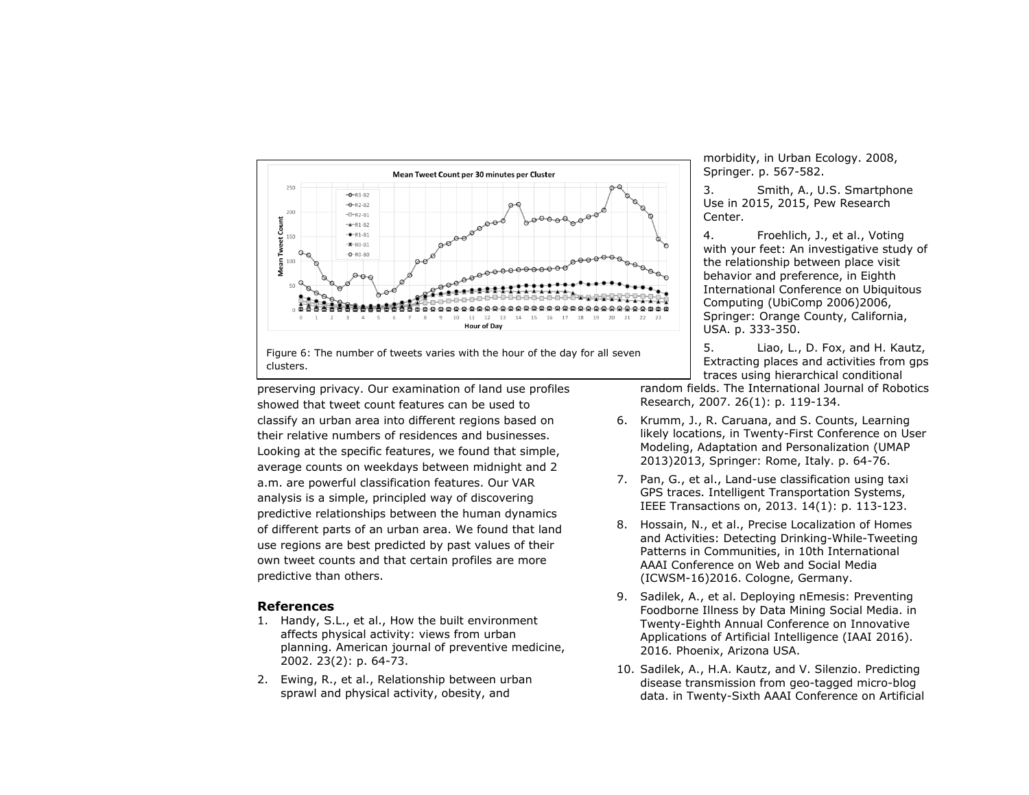Figure 6: The number of tweets varies with the hour of the day for all seven clusters.

preserving privacy. Our examination of land use profiles showed that tweet count features can be used to classify an urban area into different regions based on their relative numbers of residences and businesses. Looking at the specific features, we found that simple, average counts on weekdays between midnight and 2 a.m. are powerful classification features. Our VAR analysis is a simple, principled way of discovering predictive relationships between the human dynamics of different parts of an urban area. We found that land use regions are best predicted by past values of their own tweet counts and that certain profiles are more predictive than others.

### References

1. Handy, S.L., et al., How the built environment affects physical activity: views from urban planning. American journal of preventive medicine, 2002. 23(2): p. 64-73.
2. Ewing, R., et al., Relationship between urban sprawl and physical activity, obesity, and morbidity, in Urban Ecology. 2008, Springer. p. 567-582.
3. Smith, A., U.S. Smartphone Use in 2015, 2015, Pew Research Center.
4. Froehlich, J., et al., Voting with your feet: An investigative study of the relationship between place visit behavior and preference, in Eighth International Conference on Ubiquitous Computing (UbiComp 2006)2006, Springer: Orange County, California, USA. p. 333-350.
5. Liao, L., D. Fox, and H. Kautz, Extracting places and activities from gps traces using hierarchical conditional random fields. The International Journal of Robotics Research, 2007. 26(1): p. 119-134.
6. Krumm, J., R. Caruana, and S. Counts, Learning likely locations, in Twenty-First Conference on User Modeling, Adaptation and Personalization (UMAP 2013)2013, Springer: Rome, Italy. p. 64-76.
7. Pan, G., et al., Land-use classification using taxi GPS traces. Intelligent Transportation Systems, IEEE Transactions on, 2013. 14(1): p. 113-123.
8. Hossain, N., et al., Precise Localization of Homes and Activities: Detecting Drinking-While-Tweeting Patterns in Communities, in 10th International AAAI Conference on Web and Social Media (ICWSM-16)2016. Cologne, Germany.
9. Sadilek, A., et al. Deploying nEmesis: Preventing Foodborne Illness by Data Mining Social Media. in Twenty-Eighth Annual Conference on Innovative Applications of Artificial Intelligence (IAAI 2016). 2016. Phoenix, Arizona USA.
10. Sadilek, A., H.A. Kautz, and V. Silenzio. Predicting disease transmission from geo-tagged micro-blog data. in Twenty-Sixth AAAI Conference on Artificial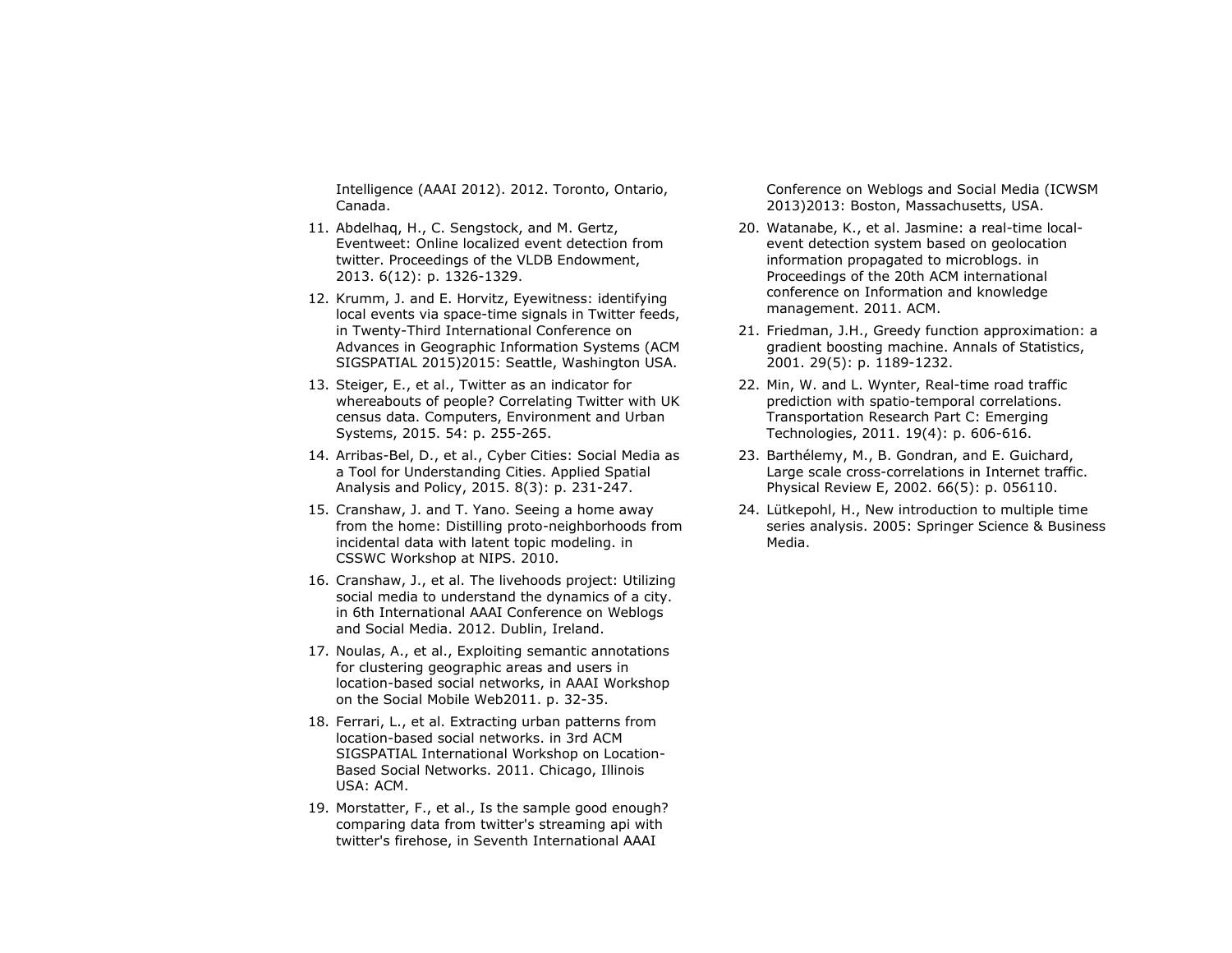Intelligence (AAAI 2012). 2012. Toronto, Ontario, Canada.

11. Abdelhaq, H., C. Sengstock, and M. Gertz, Eventweet: Online localized event detection from twitter. Proceedings of the VLDB Endowment, 2013. 6(12): p. 1326-1329.
12. Krumm, J. and E. Horvitz, Eyewitness: identifying local events via space-time signals in Twitter feeds, in Twenty-Third International Conference on Advances in Geographic Information Systems (ACM SIGSPATIAL 2015)2015: Seattle, Washington USA.
13. Steiger, E., et al., Twitter as an indicator for whereabouts of people? Correlating Twitter with UK census data. Computers, Environment and Urban Systems, 2015. 54: p. 255-265.
14. Arribas-Bel, D., et al., Cyber Cities: Social Media as a Tool for Understanding Cities. Applied Spatial Analysis and Policy, 2015. 8(3): p. 231-247.
15. Cranshaw, J. and T. Yano. Seeing a home away from the home: Distilling proto-neighborhoods from incidental data with latent topic modeling. in CSSWC Workshop at NIPS. 2010.
16. Cranshaw, J., et al. The livehoods project: Utilizing social media to understand the dynamics of a city. in 6th International AAAI Conference on Weblogs and Social Media. 2012. Dublin, Ireland.
17. Noulas, A., et al., Exploiting semantic annotations for clustering geographic areas and users in location-based social networks, in AAAI Workshop on the Social Mobile Web2011. p. 32-35.
18. Ferrari, L., et al. Extracting urban patterns from location-based social networks. in 3rd ACM SIGSPATIAL International Workshop on Location-Based Social Networks. 2011. Chicago, Illinois USA: ACM.
19. Morstatter, F., et al., Is the sample good enough? comparing data from twitter's streaming api with twitter's firehose, in Seventh International AAAI Conference on Weblogs and Social Media (ICWSM 2013)2013: Boston, Massachusetts, USA.
20. Watanabe, K., et al. Jasmine: a real-time local-event detection system based on geolocation information propagated to microblogs. in Proceedings of the 20th ACM international conference on Information and knowledge management. 2011. ACM.
21. Friedman, J.H., Greedy function approximation: a gradient boosting machine. Annals of Statistics, 2001. 29(5): p. 1189-1232.
22. Min, W. and L. Wynter, Real-time road traffic prediction with spatio-temporal correlations. Transportation Research Part C: Emerging Technologies, 2011. 19(4): p. 606-616.
23. Barthélemy, M., B. Gondran, and E. Guichard, Large scale cross-correlations in Internet traffic. Physical Review E, 2002. 66(5): p. 056110.
24. Lütkepohl, H., New introduction to multiple time series analysis. 2005: Springer Science & Business Media.